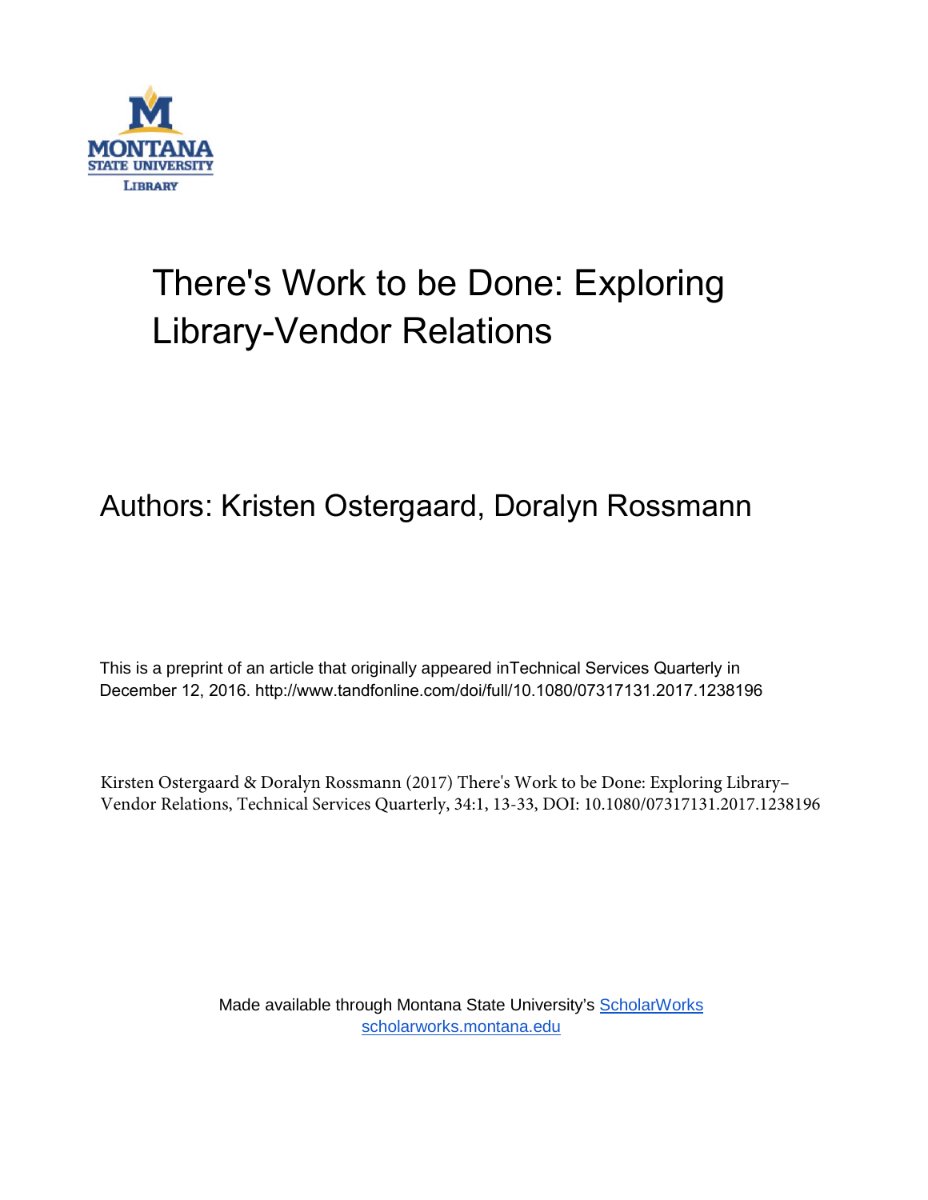MONTANA STATE UNIVERSITY LIBRARY

# There's Work to be Done: Exploring Library-Vendor Relations

## Authors: Kristen Ostergaard, Doralyn Rossmann

This is a preprint of an article that originally appeared inTechnical Services Quarterly in December 12, 2016. http://www.tandfonline.com/doi/full/10.1080/07317131.2017.1238196

Kirsten Ostergaard & Doralyn Rossmann (2017) There's Work to be Done: Exploring Library–Vendor Relations, Technical Services Quarterly, 34:1, 13-33, DOI: 10.1080/07317131.2017.1238196

Made available through Montana State University's ScholarWorks
scholarworks.montana.edu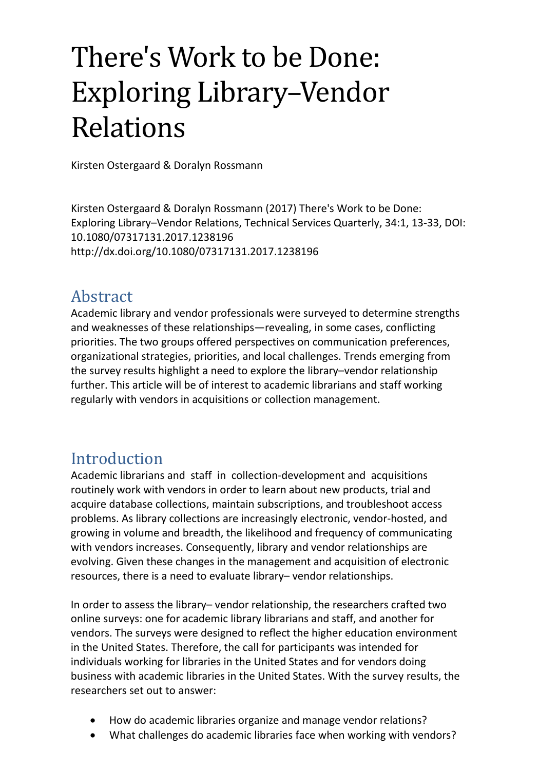# There's Work to be Done: Exploring Library–Vendor Relations

Kirsten Ostergaard & Doralyn Rossmann

Kirsten Ostergaard & Doralyn Rossmann (2017) There's Work to be Done: Exploring Library–Vendor Relations, Technical Services Quarterly, 34:1, 13-33, DOI: 10.1080/07317131.2017.1238196
http://dx.doi.org/10.1080/07317131.2017.1238196

## Abstract

Academic library and vendor professionals were surveyed to determine strengths and weaknesses of these relationships—revealing, in some cases, conflicting priorities. The two groups offered perspectives on communication preferences, organizational strategies, priorities, and local challenges. Trends emerging from the survey results highlight a need to explore the library–vendor relationship further. This article will be of interest to academic librarians and staff working regularly with vendors in acquisitions or collection management.

## Introduction

Academic librarians and staff in collection-development and acquisitions routinely work with vendors in order to learn about new products, trial and acquire database collections, maintain subscriptions, and troubleshoot access problems. As library collections are increasingly electronic, vendor-hosted, and growing in volume and breadth, the likelihood and frequency of communicating with vendors increases. Consequently, library and vendor relationships are evolving. Given these changes in the management and acquisition of electronic resources, there is a need to evaluate library– vendor relationships.

In order to assess the library– vendor relationship, the researchers crafted two online surveys: one for academic library librarians and staff, and another for vendors. The surveys were designed to reflect the higher education environment in the United States. Therefore, the call for participants was intended for individuals working for libraries in the United States and for vendors doing business with academic libraries in the United States. With the survey results, the researchers set out to answer:

- How do academic libraries organize and manage vendor relations?
- What challenges do academic libraries face when working with vendors?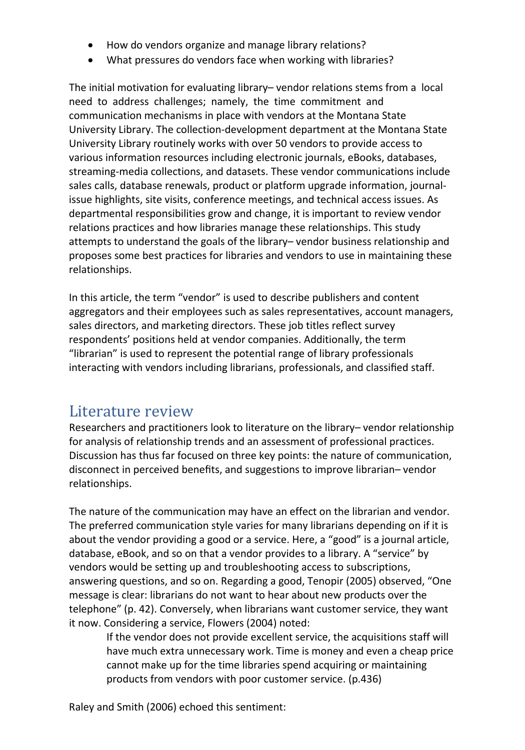- How do vendors organize and manage library relations?
- What pressures do vendors face when working with libraries?

The initial motivation for evaluating library– vendor relations stems from a local need to address challenges; namely, the time commitment and communication mechanisms in place with vendors at the Montana State University Library. The collection-development department at the Montana State University Library routinely works with over 50 vendors to provide access to various information resources including electronic journals, eBooks, databases, streaming-media collections, and datasets. These vendor communications include sales calls, database renewals, product or platform upgrade information, journal-issue highlights, site visits, conference meetings, and technical access issues. As departmental responsibilities grow and change, it is important to review vendor relations practices and how libraries manage these relationships. This study attempts to understand the goals of the library– vendor business relationship and proposes some best practices for libraries and vendors to use in maintaining these relationships.

In this article, the term "vendor" is used to describe publishers and content aggregators and their employees such as sales representatives, account managers, sales directors, and marketing directors. These job titles reflect survey respondents' positions held at vendor companies. Additionally, the term "librarian" is used to represent the potential range of library professionals interacting with vendors including librarians, professionals, and classified staff.

## Literature review

Researchers and practitioners look to literature on the library– vendor relationship for analysis of relationship trends and an assessment of professional practices. Discussion has thus far focused on three key points: the nature of communication, disconnect in perceived benefits, and suggestions to improve librarian– vendor relationships.

The nature of the communication may have an effect on the librarian and vendor. The preferred communication style varies for many librarians depending on if it is about the vendor providing a good or a service. Here, a "good" is a journal article, database, eBook, and so on that a vendor provides to a library. A "service" by vendors would be setting up and troubleshooting access to subscriptions, answering questions, and so on. Regarding a good, Tenopir (2005) observed, "One message is clear: librarians do not want to hear about new products over the telephone" (p. 42). Conversely, when librarians want customer service, they want it now. Considering a service, Flowers (2004) noted:

> If the vendor does not provide excellent service, the acquisitions staff will have much extra unnecessary work. Time is money and even a cheap price cannot make up for the time libraries spend acquiring or maintaining products from vendors with poor customer service. (p.436)

Raley and Smith (2006) echoed this sentiment: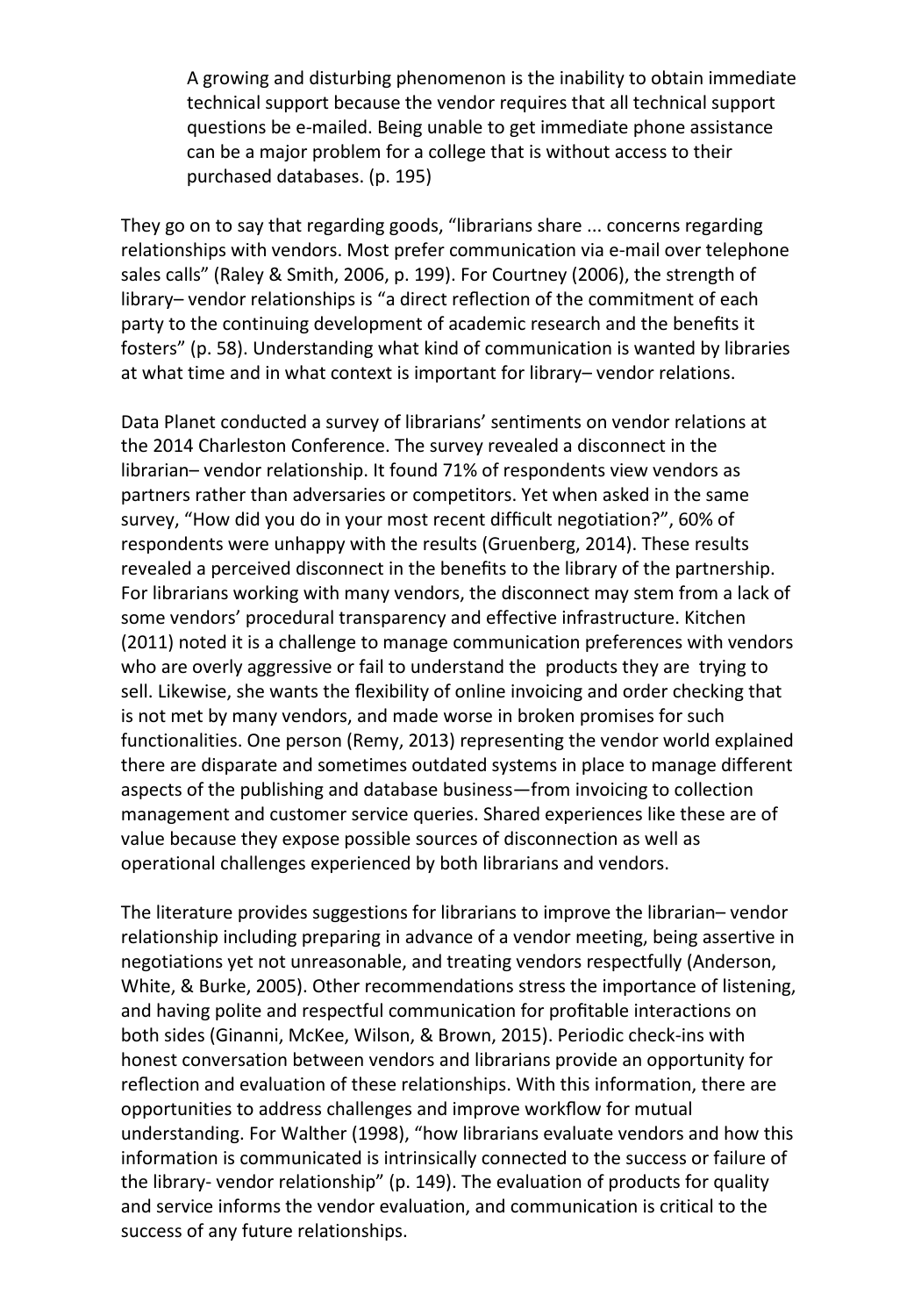> A growing and disturbing phenomenon is the inability to obtain immediate technical support because the vendor requires that all technical support questions be e-mailed. Being unable to get immediate phone assistance can be a major problem for a college that is without access to their purchased databases. (p. 195)

They go on to say that regarding goods, “librarians share ... concerns regarding relationships with vendors. Most prefer communication via e-mail over telephone sales calls” (Raley & Smith, 2006, p. 199). For Courtney (2006), the strength of library– vendor relationships is “a direct reflection of the commitment of each party to the continuing development of academic research and the benefits it fosters” (p. 58). Understanding what kind of communication is wanted by libraries at what time and in what context is important for library– vendor relations.

Data Planet conducted a survey of librarians’ sentiments on vendor relations at the 2014 Charleston Conference. The survey revealed a disconnect in the librarian– vendor relationship. It found 71% of respondents view vendors as partners rather than adversaries or competitors. Yet when asked in the same survey, “How did you do in your most recent difficult negotiation?”, 60% of respondents were unhappy with the results (Gruenberg, 2014). These results revealed a perceived disconnect in the benefits to the library of the partnership. For librarians working with many vendors, the disconnect may stem from a lack of some vendors’ procedural transparency and effective infrastructure. Kitchen (2011) noted it is a challenge to manage communication preferences with vendors who are overly aggressive or fail to understand the products they are trying to sell. Likewise, she wants the flexibility of online invoicing and order checking that is not met by many vendors, and made worse in broken promises for such functionalities. One person (Remy, 2013) representing the vendor world explained there are disparate and sometimes outdated systems in place to manage different aspects of the publishing and database business—from invoicing to collection management and customer service queries. Shared experiences like these are of value because they expose possible sources of disconnection as well as operational challenges experienced by both librarians and vendors.

The literature provides suggestions for librarians to improve the librarian– vendor relationship including preparing in advance of a vendor meeting, being assertive in negotiations yet not unreasonable, and treating vendors respectfully (Anderson, White, & Burke, 2005). Other recommendations stress the importance of listening, and having polite and respectful communication for profitable interactions on both sides (Ginanni, McKee, Wilson, & Brown, 2015). Periodic check-ins with honest conversation between vendors and librarians provide an opportunity for reflection and evaluation of these relationships. With this information, there are opportunities to address challenges and improve workflow for mutual understanding. For Walther (1998), “how librarians evaluate vendors and how this information is communicated is intrinsically connected to the success or failure of the library- vendor relationship” (p. 149). The evaluation of products for quality and service informs the vendor evaluation, and communication is critical to the success of any future relationships.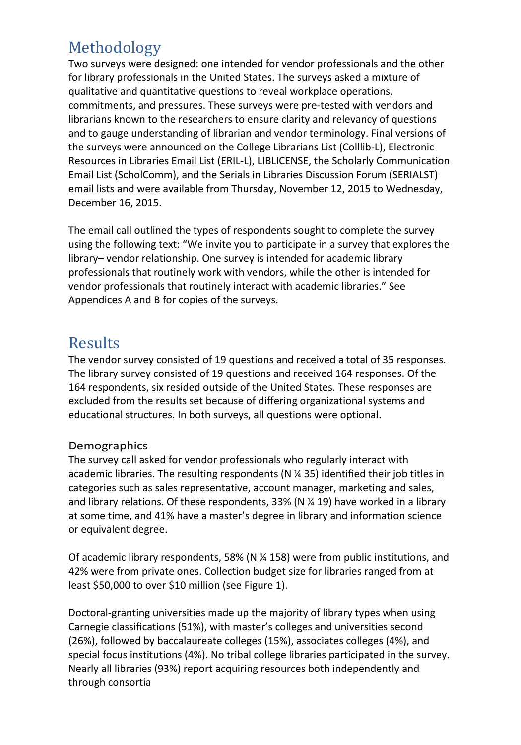## Methodology

Two surveys were designed: one intended for vendor professionals and the other for library professionals in the United States. The surveys asked a mixture of qualitative and quantitative questions to reveal workplace operations, commitments, and pressures. These surveys were pre-tested with vendors and librarians known to the researchers to ensure clarity and relevancy of questions and to gauge understanding of librarian and vendor terminology. Final versions of the surveys were announced on the College Librarians List (Colllib-L), Electronic Resources in Libraries Email List (ERIL-L), LIBLICENSE, the Scholarly Communication Email List (ScholComm), and the Serials in Libraries Discussion Forum (SERIALST) email lists and were available from Thursday, November 12, 2015 to Wednesday, December 16, 2015.

The email call outlined the types of respondents sought to complete the survey using the following text: “We invite you to participate in a survey that explores the library– vendor relationship. One survey is intended for academic library professionals that routinely work with vendors, while the other is intended for vendor professionals that routinely interact with academic libraries.” See Appendices A and B for copies of the surveys.

## Results

The vendor survey consisted of 19 questions and received a total of 35 responses. The library survey consisted of 19 questions and received 164 responses. Of the 164 respondents, six resided outside of the United States. These responses are excluded from the results set because of differing organizational systems and educational structures. In both surveys, all questions were optional.

### Demographics

The survey call asked for vendor professionals who regularly interact with academic libraries. The resulting respondents (N ¼ 35) identified their job titles in categories such as sales representative, account manager, marketing and sales, and library relations. Of these respondents, 33% (N ¼ 19) have worked in a library at some time, and 41% have a master’s degree in library and information science or equivalent degree.

Of academic library respondents, 58% (N ¼ 158) were from public institutions, and 42% were from private ones. Collection budget size for libraries ranged from at least $50,000 to over $10 million (see Figure 1).

Doctoral-granting universities made up the majority of library types when using Carnegie classifications (51%), with master’s colleges and universities second (26%), followed by baccalaureate colleges (15%), associates colleges (4%), and special focus institutions (4%). No tribal college libraries participated in the survey. Nearly all libraries (93%) report acquiring resources both independently and through consortia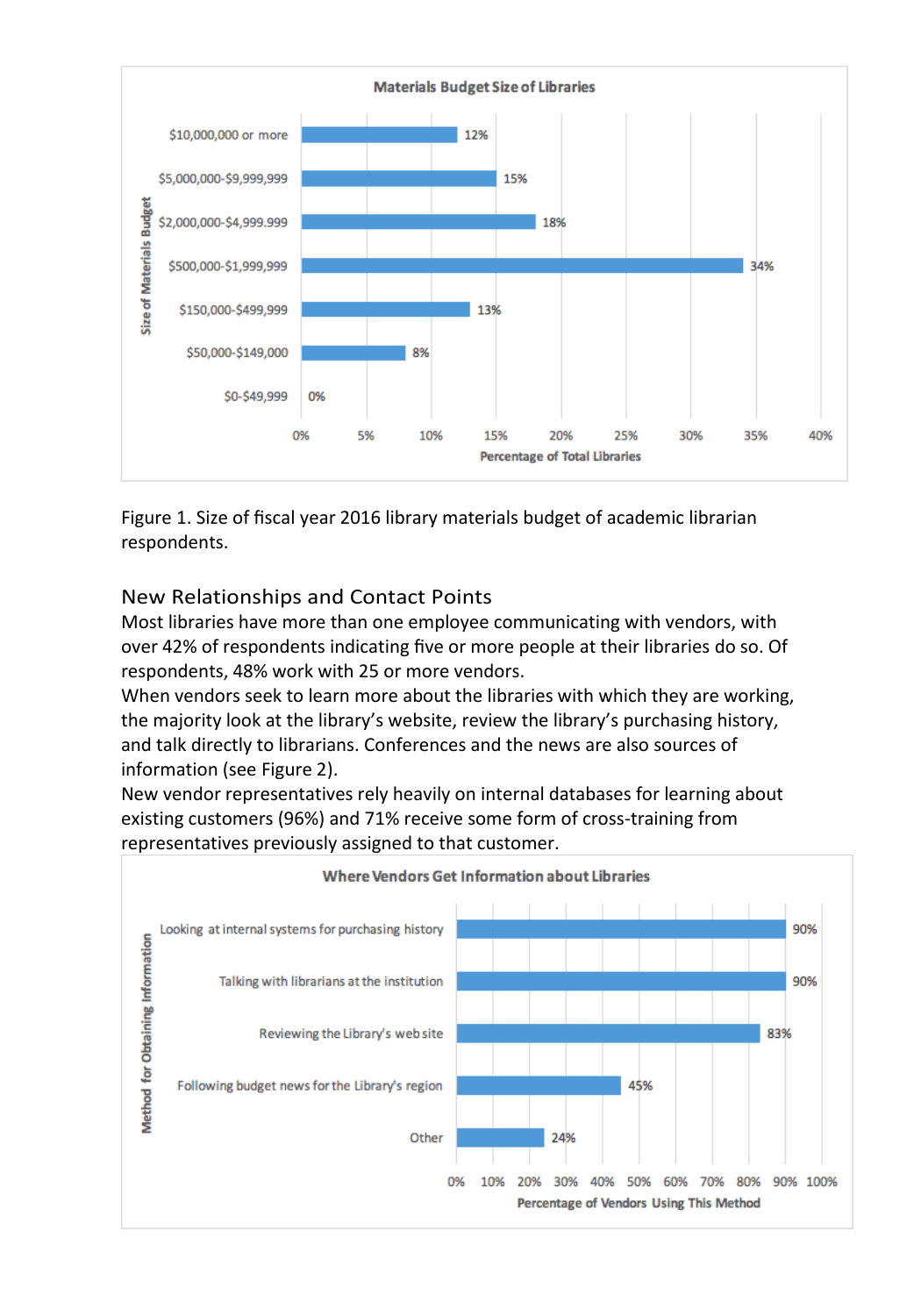Figure 1. Size of fiscal year 2016 library materials budget of academic librarian respondents.

## New Relationships and Contact Points

Most libraries have more than one employee communicating with vendors, with over 42% of respondents indicating five or more people at their libraries do so. Of respondents, 48% work with 25 or more vendors.

When vendors seek to learn more about the libraries with which they are working, the majority look at the library's website, review the library's purchasing history, and talk directly to librarians. Conferences and the news are also sources of information (see Figure 2).

New vendor representatives rely heavily on internal databases for learning about existing customers (96%) and 71% receive some form of cross-training from representatives previously assigned to that customer.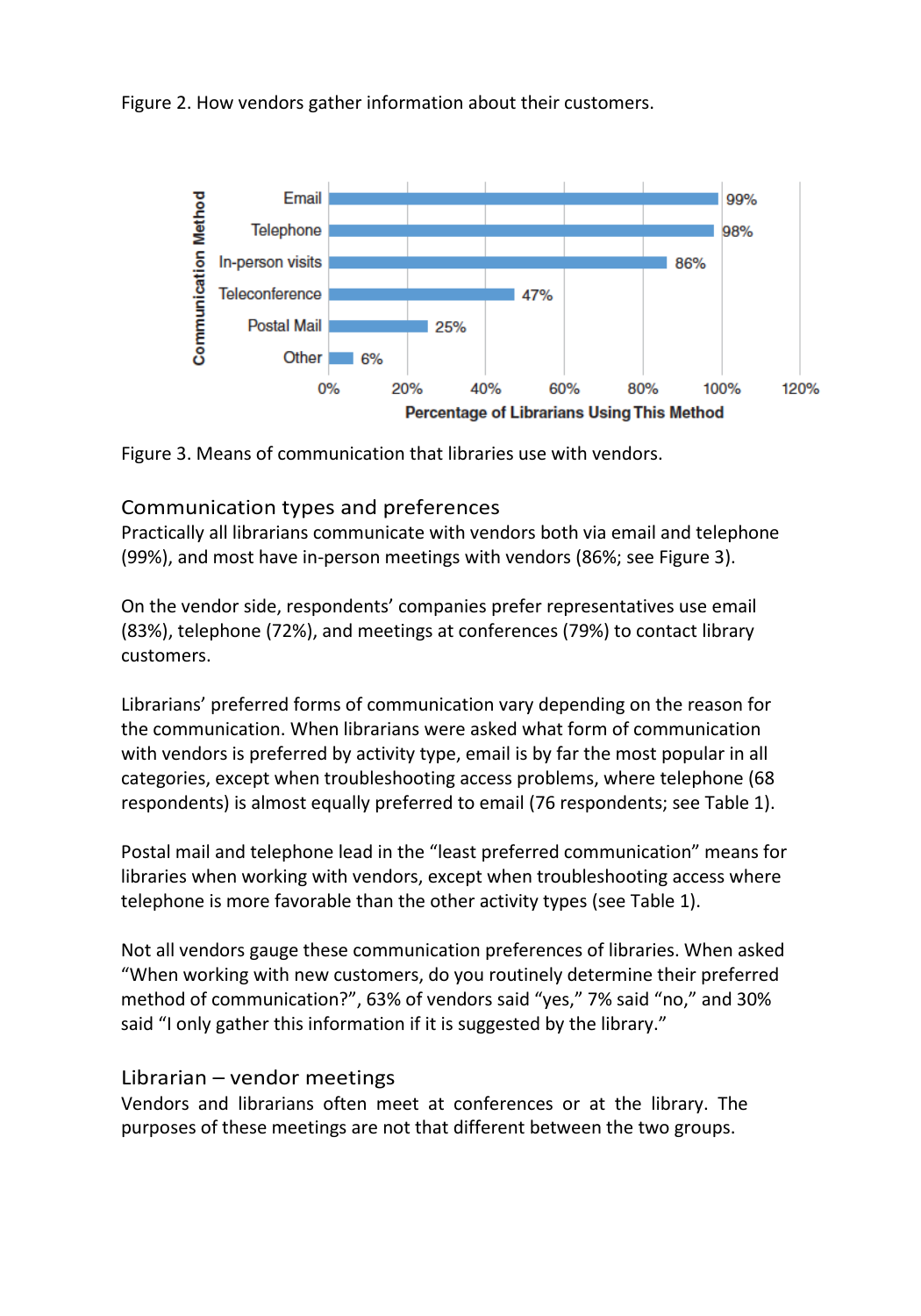Figure 2. How vendors gather information about their customers.

Figure 3. Means of communication that libraries use with vendors.

## Communication types and preferences

Practically all librarians communicate with vendors both via email and telephone (99%), and most have in-person meetings with vendors (86%; see Figure 3).

On the vendor side, respondents' companies prefer representatives use email (83%), telephone (72%), and meetings at conferences (79%) to contact library customers.

Librarians' preferred forms of communication vary depending on the reason for the communication. When librarians were asked what form of communication with vendors is preferred by activity type, email is by far the most popular in all categories, except when troubleshooting access problems, where telephone (68 respondents) is almost equally preferred to email (76 respondents; see Table 1).

Postal mail and telephone lead in the "least preferred communication" means for libraries when working with vendors, except when troubleshooting access where telephone is more favorable than the other activity types (see Table 1).

Not all vendors gauge these communication preferences of libraries. When asked "When working with new customers, do you routinely determine their preferred method of communication?", 63% of vendors said "yes," 7% said "no," and 30% said "I only gather this information if it is suggested by the library."

## Librarian – vendor meetings

Vendors and librarians often meet at conferences or at the library. The purposes of these meetings are not that different between the two groups.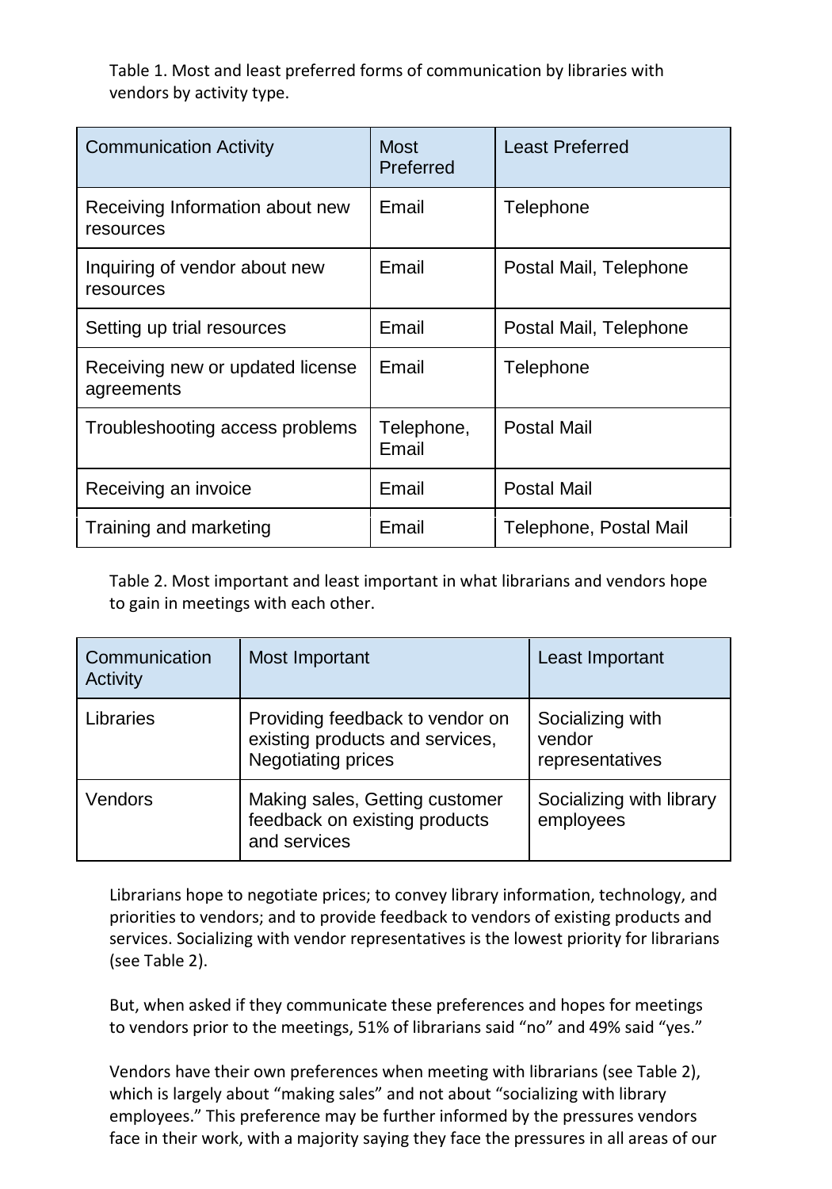Table 1. Most and least preferred forms of communication by libraries with vendors by activity type.

| Communication Activity | Most Preferred | Least Preferred |
|---|---|---|
| Receiving Information about new resources | Email | Telephone |
| Inquiring of vendor about new resources | Email | Postal Mail, Telephone |
| Setting up trial resources | Email | Postal Mail, Telephone |
| Receiving new or updated license agreements | Email | Telephone |
| Troubleshooting access problems | Telephone, Email | Postal Mail |
| Receiving an invoice | Email | Postal Mail |
| Training and marketing | Email | Telephone, Postal Mail |

Table 2. Most important and least important in what librarians and vendors hope to gain in meetings with each other.

| Communication Activity | Most Important | Least Important |
|---|---|---|
| Libraries | Providing feedback to vendor on existing products and services, Negotiating prices | Socializing with vendor representatives |
| Vendors | Making sales, Getting customer feedback on existing products and services | Socializing with library employees |

Librarians hope to negotiate prices; to convey library information, technology, and priorities to vendors; and to provide feedback to vendors of existing products and services. Socializing with vendor representatives is the lowest priority for librarians (see Table 2).

But, when asked if they communicate these preferences and hopes for meetings to vendors prior to the meetings, 51% of librarians said "no" and 49% said "yes."

Vendors have their own preferences when meeting with librarians (see Table 2), which is largely about "making sales" and not about "socializing with library employees." This preference may be further informed by the pressures vendors face in their work, with a majority saying they face the pressures in all areas of our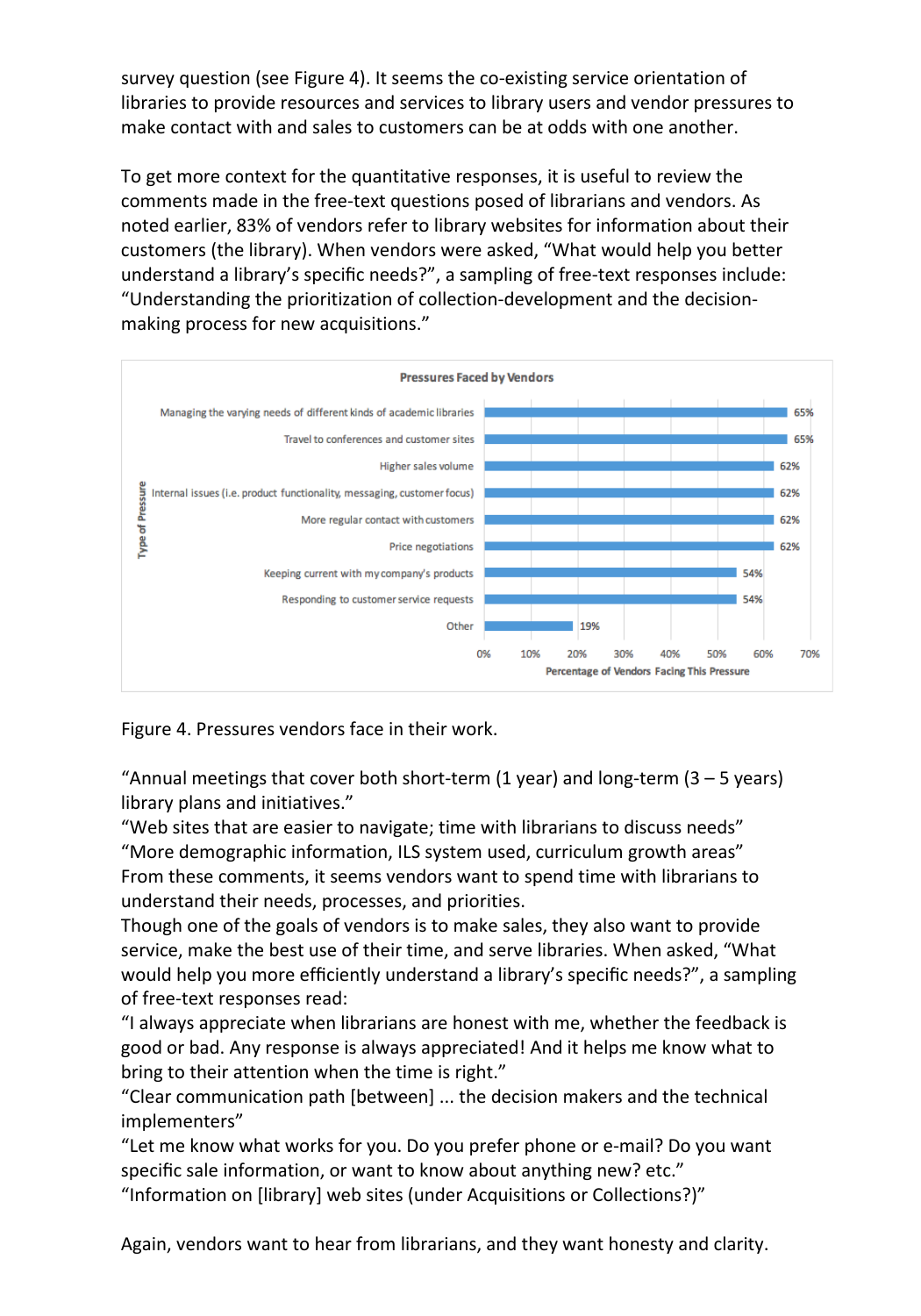survey question (see Figure 4). It seems the co-existing service orientation of libraries to provide resources and services to library users and vendor pressures to make contact with and sales to customers can be at odds with one another.

To get more context for the quantitative responses, it is useful to review the comments made in the free-text questions posed of librarians and vendors. As noted earlier, 83% of vendors refer to library websites for information about their customers (the library). When vendors were asked, “What would help you better understand a library’s specific needs?”, a sampling of free-text responses include: “Understanding the prioritization of collection-development and the decision-making process for new acquisitions.”

**Pressures Faced by Vendors**

| Type of Pressure | Percentage of Vendors Facing This Pressure |
|---|---|
| Managing the varying needs of different kinds of academic libraries | 65% |
| Travel to conferences and customer sites | 65% |
| Higher sales volume | 62% |
| Internal issues (i.e. product functionality, messaging, customer focus) | 62% |
| More regular contact with customers | 62% |
| Price negotiations | 62% |
| Keeping current with my company's products | 54% |
| Responding to customer service requests | 54% |
| Other | 19% |

Figure 4. Pressures vendors face in their work.

“Annual meetings that cover both short-term (1 year) and long-term (3 – 5 years) library plans and initiatives.”
“Web sites that are easier to navigate; time with librarians to discuss needs”
“More demographic information, ILS system used, curriculum growth areas”
From these comments, it seems vendors want to spend time with librarians to understand their needs, processes, and priorities.
Though one of the goals of vendors is to make sales, they also want to provide service, make the best use of their time, and serve libraries. When asked, “What would help you more efficiently understand a library’s specific needs?”, a sampling of free-text responses read:
“I always appreciate when librarians are honest with me, whether the feedback is good or bad. Any response is always appreciated! And it helps me know what to bring to their attention when the time is right.”
“Clear communication path [between] ... the decision makers and the technical implementers”
“Let me know what works for you. Do you prefer phone or e-mail? Do you want specific sale information, or want to know about anything new? etc.”
“Information on [library] web sites (under Acquisitions or Collections?)”

Again, vendors want to hear from librarians, and they want honesty and clarity.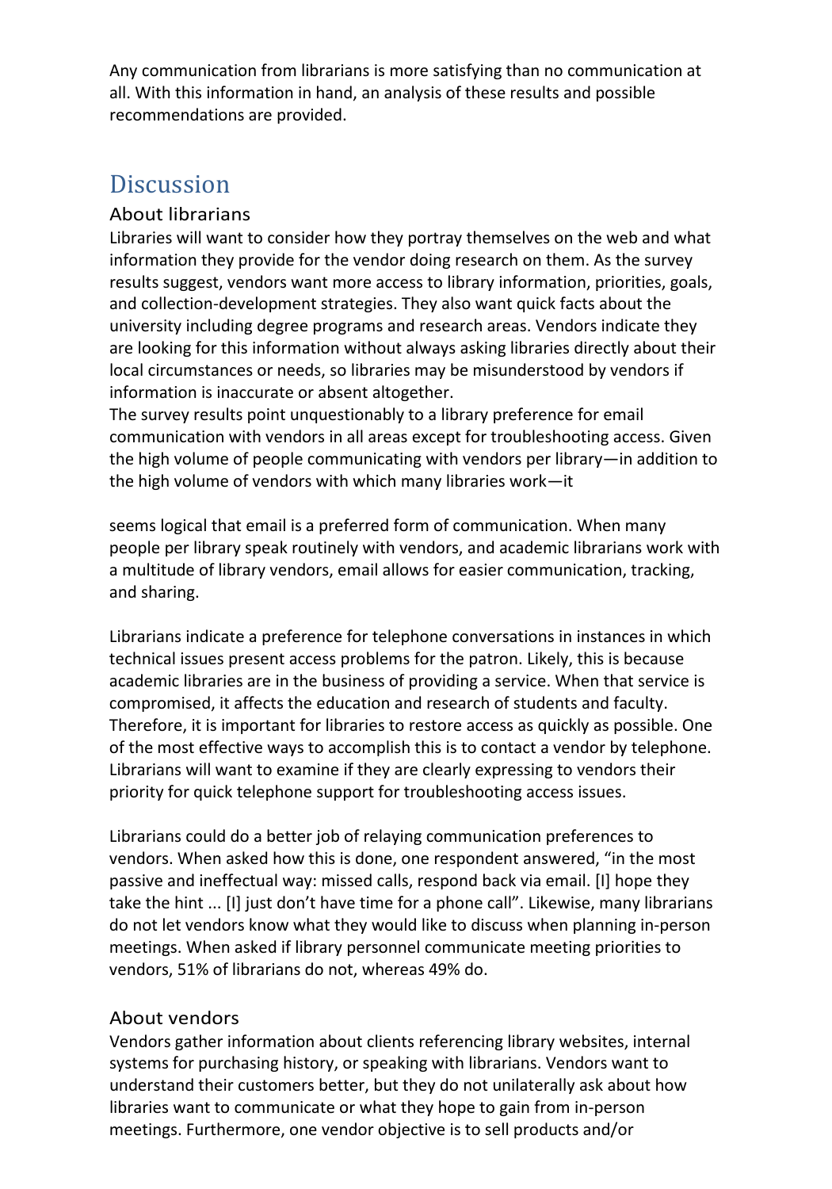Any communication from librarians is more satisfying than no communication at all. With this information in hand, an analysis of these results and possible recommendations are provided.

## Discussion

### About librarians

Libraries will want to consider how they portray themselves on the web and what information they provide for the vendor doing research on them. As the survey results suggest, vendors want more access to library information, priorities, goals, and collection-development strategies. They also want quick facts about the university including degree programs and research areas. Vendors indicate they are looking for this information without always asking libraries directly about their local circumstances or needs, so libraries may be misunderstood by vendors if information is inaccurate or absent altogether.
The survey results point unquestionably to a library preference for email communication with vendors in all areas except for troubleshooting access. Given the high volume of people communicating with vendors per library—in addition to the high volume of vendors with which many libraries work—it seems logical that email is a preferred form of communication. When many people per library speak routinely with vendors, and academic librarians work with a multitude of library vendors, email allows for easier communication, tracking, and sharing.

Librarians indicate a preference for telephone conversations in instances in which technical issues present access problems for the patron. Likely, this is because academic libraries are in the business of providing a service. When that service is compromised, it affects the education and research of students and faculty. Therefore, it is important for libraries to restore access as quickly as possible. One of the most effective ways to accomplish this is to contact a vendor by telephone. Librarians will want to examine if they are clearly expressing to vendors their priority for quick telephone support for troubleshooting access issues.

Librarians could do a better job of relaying communication preferences to vendors. When asked how this is done, one respondent answered, "in the most passive and ineffectual way: missed calls, respond back via email. [I] hope they take the hint ... [I] just don't have time for a phone call". Likewise, many librarians do not let vendors know what they would like to discuss when planning in-person meetings. When asked if library personnel communicate meeting priorities to vendors, 51% of librarians do not, whereas 49% do.

### About vendors

Vendors gather information about clients referencing library websites, internal systems for purchasing history, or speaking with librarians. Vendors want to understand their customers better, but they do not unilaterally ask about how libraries want to communicate or what they hope to gain from in-person meetings. Furthermore, one vendor objective is to sell products and/or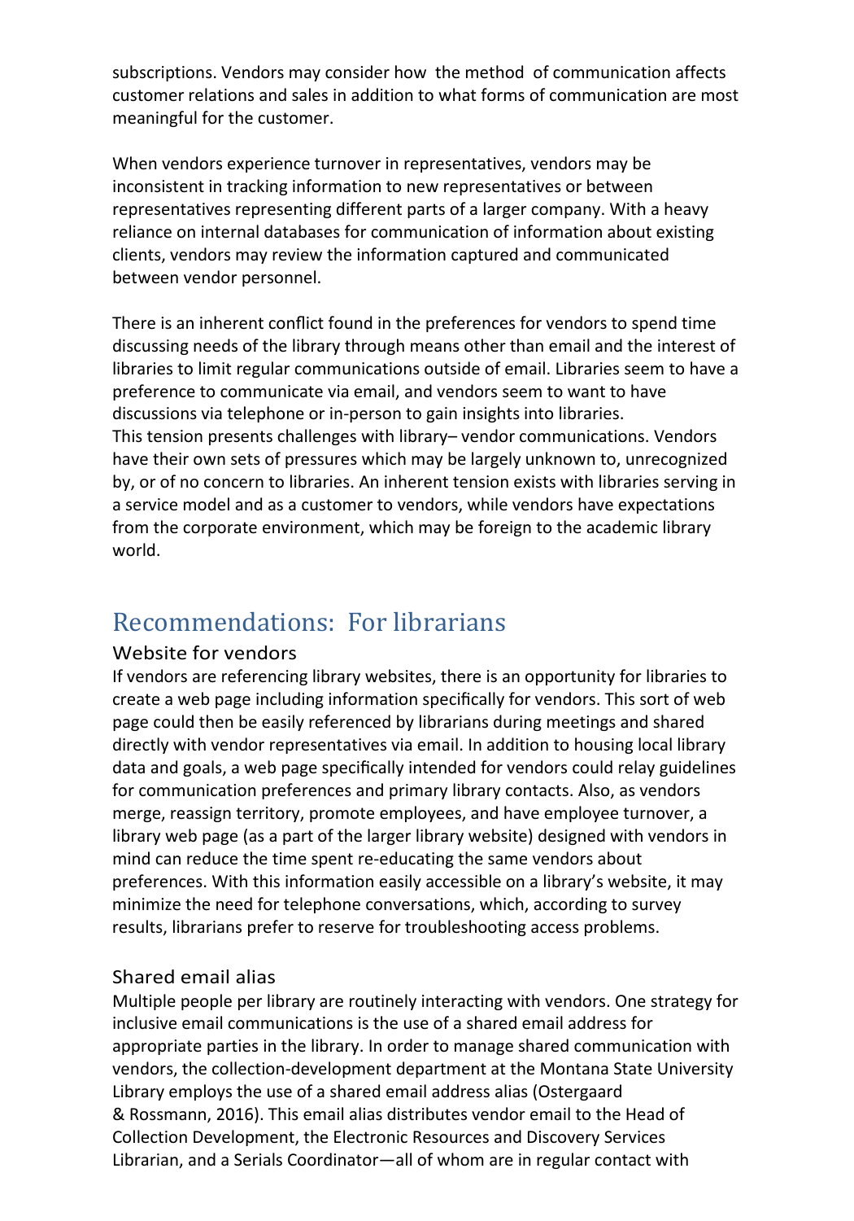subscriptions. Vendors may consider how the method of communication affects customer relations and sales in addition to what forms of communication are most meaningful for the customer.

When vendors experience turnover in representatives, vendors may be inconsistent in tracking information to new representatives or between representatives representing different parts of a larger company. With a heavy reliance on internal databases for communication of information about existing clients, vendors may review the information captured and communicated between vendor personnel.

There is an inherent conflict found in the preferences for vendors to spend time discussing needs of the library through means other than email and the interest of libraries to limit regular communications outside of email. Libraries seem to have a preference to communicate via email, and vendors seem to want to have discussions via telephone or in-person to gain insights into libraries. This tension presents challenges with library– vendor communications. Vendors have their own sets of pressures which may be largely unknown to, unrecognized by, or of no concern to libraries. An inherent tension exists with libraries serving in a service model and as a customer to vendors, while vendors have expectations from the corporate environment, which may be foreign to the academic library world.

## Recommendations: For librarians

### Website for vendors

If vendors are referencing library websites, there is an opportunity for libraries to create a web page including information specifically for vendors. This sort of web page could then be easily referenced by librarians during meetings and shared directly with vendor representatives via email. In addition to housing local library data and goals, a web page specifically intended for vendors could relay guidelines for communication preferences and primary library contacts. Also, as vendors merge, reassign territory, promote employees, and have employee turnover, a library web page (as a part of the larger library website) designed with vendors in mind can reduce the time spent re-educating the same vendors about preferences. With this information easily accessible on a library's website, it may minimize the need for telephone conversations, which, according to survey results, librarians prefer to reserve for troubleshooting access problems.

### Shared email alias

Multiple people per library are routinely interacting with vendors. One strategy for inclusive email communications is the use of a shared email address for appropriate parties in the library. In order to manage shared communication with vendors, the collection-development department at the Montana State University Library employs the use of a shared email address alias (Ostergaard & Rossmann, 2016). This email alias distributes vendor email to the Head of Collection Development, the Electronic Resources and Discovery Services Librarian, and a Serials Coordinator—all of whom are in regular contact with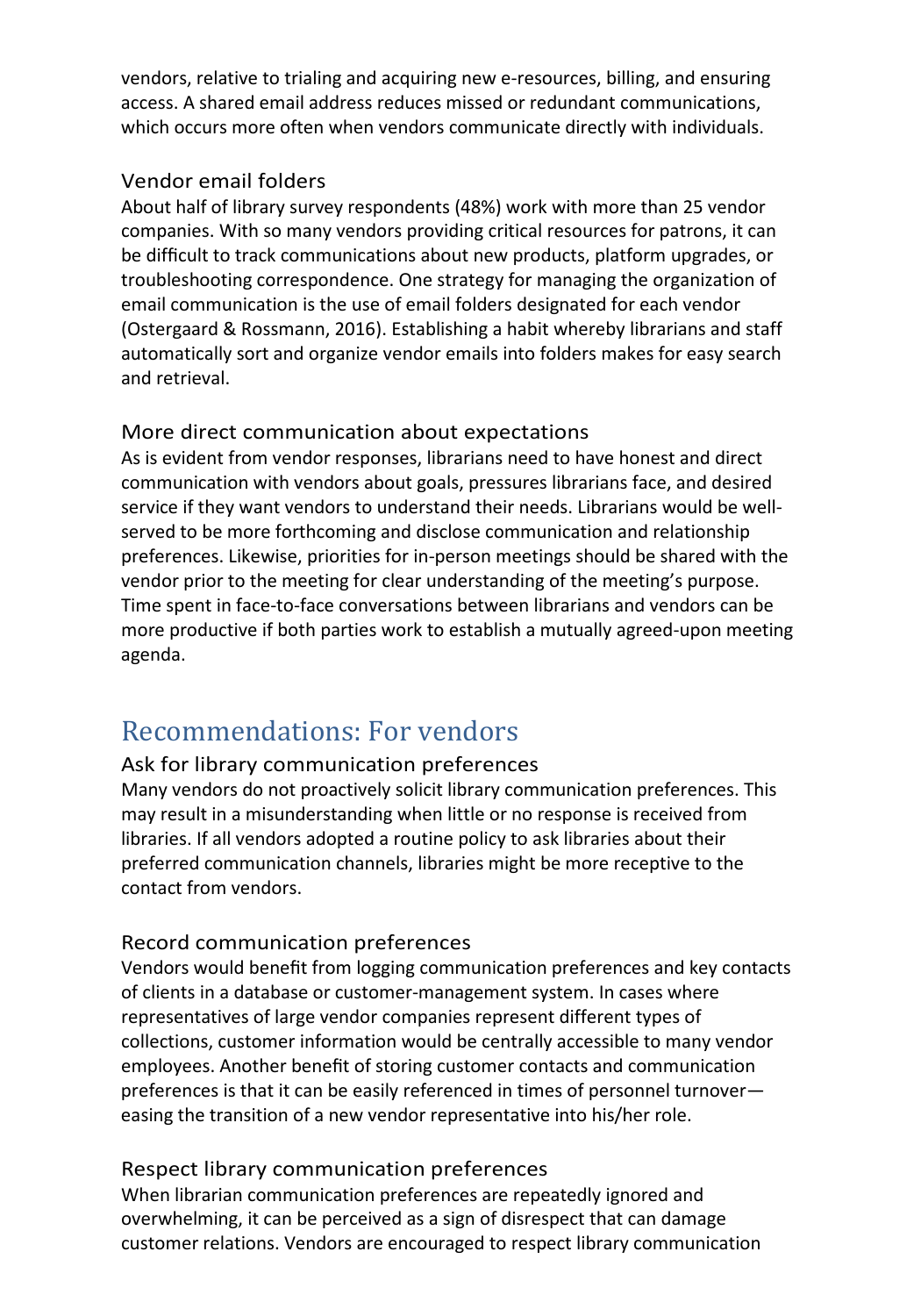vendors, relative to trialing and acquiring new e-resources, billing, and ensuring access. A shared email address reduces missed or redundant communications, which occurs more often when vendors communicate directly with individuals.

### Vendor email folders

About half of library survey respondents (48%) work with more than 25 vendor companies. With so many vendors providing critical resources for patrons, it can be difficult to track communications about new products, platform upgrades, or troubleshooting correspondence. One strategy for managing the organization of email communication is the use of email folders designated for each vendor (Ostergaard & Rossmann, 2016). Establishing a habit whereby librarians and staff automatically sort and organize vendor emails into folders makes for easy search and retrieval.

### More direct communication about expectations

As is evident from vendor responses, librarians need to have honest and direct communication with vendors about goals, pressures librarians face, and desired service if they want vendors to understand their needs. Librarians would be well-served to be more forthcoming and disclose communication and relationship preferences. Likewise, priorities for in-person meetings should be shared with the vendor prior to the meeting for clear understanding of the meeting's purpose. Time spent in face-to-face conversations between librarians and vendors can be more productive if both parties work to establish a mutually agreed-upon meeting agenda.

## Recommendations: For vendors

### Ask for library communication preferences

Many vendors do not proactively solicit library communication preferences. This may result in a misunderstanding when little or no response is received from libraries. If all vendors adopted a routine policy to ask libraries about their preferred communication channels, libraries might be more receptive to the contact from vendors.

### Record communication preferences

Vendors would benefit from logging communication preferences and key contacts of clients in a database or customer-management system. In cases where representatives of large vendor companies represent different types of collections, customer information would be centrally accessible to many vendor employees. Another benefit of storing customer contacts and communication preferences is that it can be easily referenced in times of personnel turnover—easing the transition of a new vendor representative into his/her role.

### Respect library communication preferences

When librarian communication preferences are repeatedly ignored and overwhelming, it can be perceived as a sign of disrespect that can damage customer relations. Vendors are encouraged to respect library communication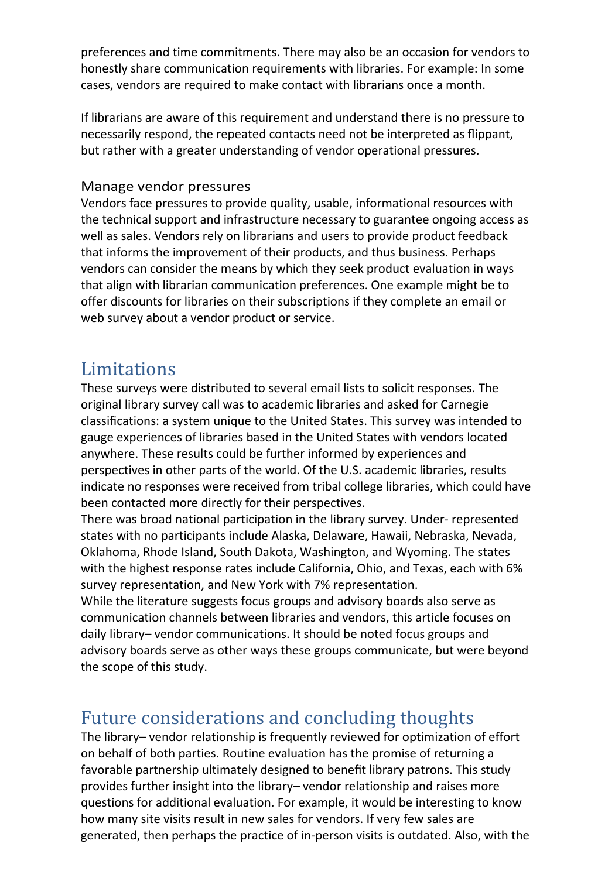preferences and time commitments. There may also be an occasion for vendors to honestly share communication requirements with libraries. For example: In some cases, vendors are required to make contact with librarians once a month.

If librarians are aware of this requirement and understand there is no pressure to necessarily respond, the repeated contacts need not be interpreted as flippant, but rather with a greater understanding of vendor operational pressures.

### Manage vendor pressures

Vendors face pressures to provide quality, usable, informational resources with the technical support and infrastructure necessary to guarantee ongoing access as well as sales. Vendors rely on librarians and users to provide product feedback that informs the improvement of their products, and thus business. Perhaps vendors can consider the means by which they seek product evaluation in ways that align with librarian communication preferences. One example might be to offer discounts for libraries on their subscriptions if they complete an email or web survey about a vendor product or service.

## Limitations

These surveys were distributed to several email lists to solicit responses. The original library survey call was to academic libraries and asked for Carnegie classifications: a system unique to the United States. This survey was intended to gauge experiences of libraries based in the United States with vendors located anywhere. These results could be further informed by experiences and perspectives in other parts of the world. Of the U.S. academic libraries, results indicate no responses were received from tribal college libraries, which could have been contacted more directly for their perspectives.

There was broad national participation in the library survey. Under- represented states with no participants include Alaska, Delaware, Hawaii, Nebraska, Nevada, Oklahoma, Rhode Island, South Dakota, Washington, and Wyoming. The states with the highest response rates include California, Ohio, and Texas, each with 6% survey representation, and New York with 7% representation.

While the literature suggests focus groups and advisory boards also serve as communication channels between libraries and vendors, this article focuses on daily library– vendor communications. It should be noted focus groups and advisory boards serve as other ways these groups communicate, but were beyond the scope of this study.

## Future considerations and concluding thoughts

The library– vendor relationship is frequently reviewed for optimization of effort on behalf of both parties. Routine evaluation has the promise of returning a favorable partnership ultimately designed to benefit library patrons. This study provides further insight into the library– vendor relationship and raises more questions for additional evaluation. For example, it would be interesting to know how many site visits result in new sales for vendors. If very few sales are generated, then perhaps the practice of in-person visits is outdated. Also, with the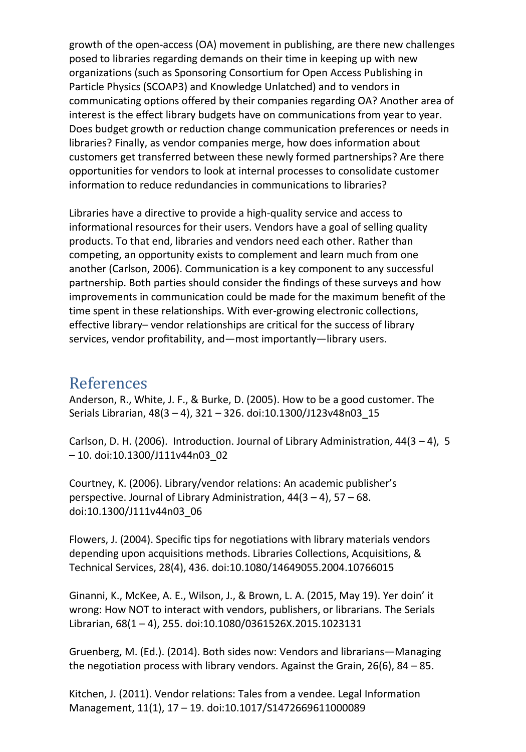growth of the open-access (OA) movement in publishing, are there new challenges posed to libraries regarding demands on their time in keeping up with new organizations (such as Sponsoring Consortium for Open Access Publishing in Particle Physics (SCOAP3) and Knowledge Unlatched) and to vendors in communicating options offered by their companies regarding OA? Another area of interest is the effect library budgets have on communications from year to year. Does budget growth or reduction change communication preferences or needs in libraries? Finally, as vendor companies merge, how does information about customers get transferred between these newly formed partnerships? Are there opportunities for vendors to look at internal processes to consolidate customer information to reduce redundancies in communications to libraries?

Libraries have a directive to provide a high-quality service and access to informational resources for their users. Vendors have a goal of selling quality products. To that end, libraries and vendors need each other. Rather than competing, an opportunity exists to complement and learn much from one another (Carlson, 2006). Communication is a key component to any successful partnership. Both parties should consider the findings of these surveys and how improvements in communication could be made for the maximum benefit of the time spent in these relationships. With ever-growing electronic collections, effective library– vendor relationships are critical for the success of library services, vendor profitability, and—most importantly—library users.

## References

Anderson, R., White, J. F., & Burke, D. (2005). How to be a good customer. The Serials Librarian, 48(3 – 4), 321 – 326. doi:10.1300/J123v48n03_15

Carlson, D. H. (2006). Introduction. Journal of Library Administration, 44(3 – 4), 5 – 10. doi:10.1300/J111v44n03_02

Courtney, K. (2006). Library/vendor relations: An academic publisher's perspective. Journal of Library Administration, 44(3 – 4), 57 – 68. doi:10.1300/J111v44n03_06

Flowers, J. (2004). Specific tips for negotiations with library materials vendors depending upon acquisitions methods. Libraries Collections, Acquisitions, & Technical Services, 28(4), 436. doi:10.1080/14649055.2004.10766015

Ginanni, K., McKee, A. E., Wilson, J., & Brown, L. A. (2015, May 19). Yer doin' it wrong: How NOT to interact with vendors, publishers, or librarians. The Serials Librarian, 68(1 – 4), 255. doi:10.1080/0361526X.2015.1023131

Gruenberg, M. (Ed.). (2014). Both sides now: Vendors and librarians—Managing the negotiation process with library vendors. Against the Grain, 26(6), 84 – 85.

Kitchen, J. (2011). Vendor relations: Tales from a vendee. Legal Information Management, 11(1), 17 – 19. doi:10.1017/S1472669611000089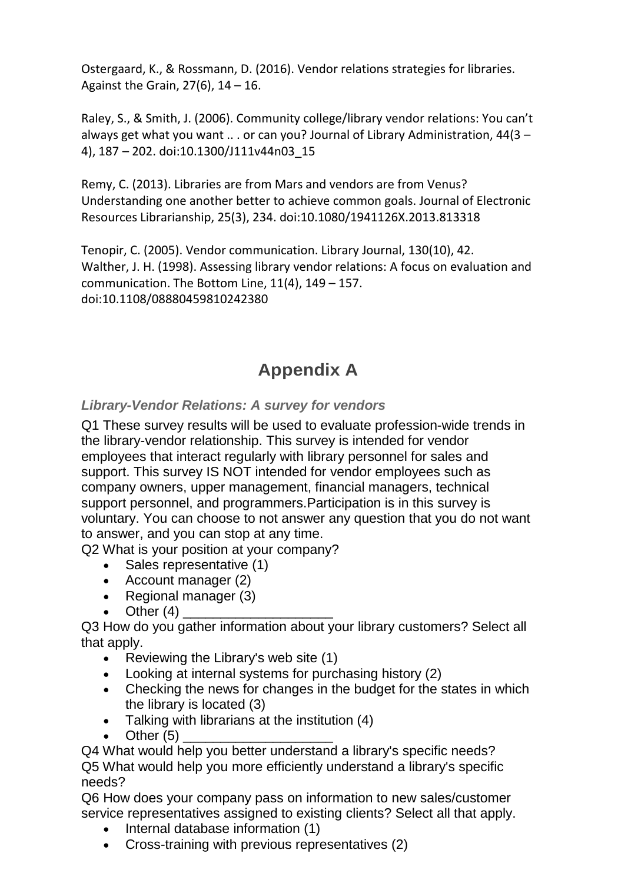Ostergaard, K., & Rossmann, D. (2016). Vendor relations strategies for libraries. Against the Grain, 27(6), 14 – 16.

Raley, S., & Smith, J. (2006). Community college/library vendor relations: You can't always get what you want .. . or can you? Journal of Library Administration, 44(3 – 4), 187 – 202. doi:10.1300/J111v44n03_15

Remy, C. (2013). Libraries are from Mars and vendors are from Venus? Understanding one another better to achieve common goals. Journal of Electronic Resources Librarianship, 25(3), 234. doi:10.1080/1941126X.2013.813318

Tenopir, C. (2005). Vendor communication. Library Journal, 130(10), 42.
Walther, J. H. (1998). Assessing library vendor relations: A focus on evaluation and communication. The Bottom Line, 11(4), 149 – 157. doi:10.1108/08880459810242380

# Appendix A

### *Library-Vendor Relations: A survey for vendors*

Q1 These survey results will be used to evaluate profession-wide trends in the library-vendor relationship. This survey is intended for vendor employees that interact regularly with library personnel for sales and support. This survey IS NOT intended for vendor employees such as company owners, upper management, financial managers, technical support personnel, and programmers.Participation is in this survey is voluntary. You can choose to not answer any question that you do not want to answer, and you can stop at any time.

Q2 What is your position at your company?

- Sales representative (1)
- Account manager (2)
- Regional manager (3)
- Other (4) ____________________

Q3 How do you gather information about your library customers? Select all that apply.

- Reviewing the Library's web site (1)
- Looking at internal systems for purchasing history (2)
- Checking the news for changes in the budget for the states in which the library is located (3)
- Talking with librarians at the institution (4)
- Other (5) ____________________

Q4 What would help you better understand a library's specific needs?

Q5 What would help you more efficiently understand a library's specific needs?

Q6 How does your company pass on information to new sales/customer service representatives assigned to existing clients? Select all that apply.

- Internal database information (1)
- Cross-training with previous representatives (2)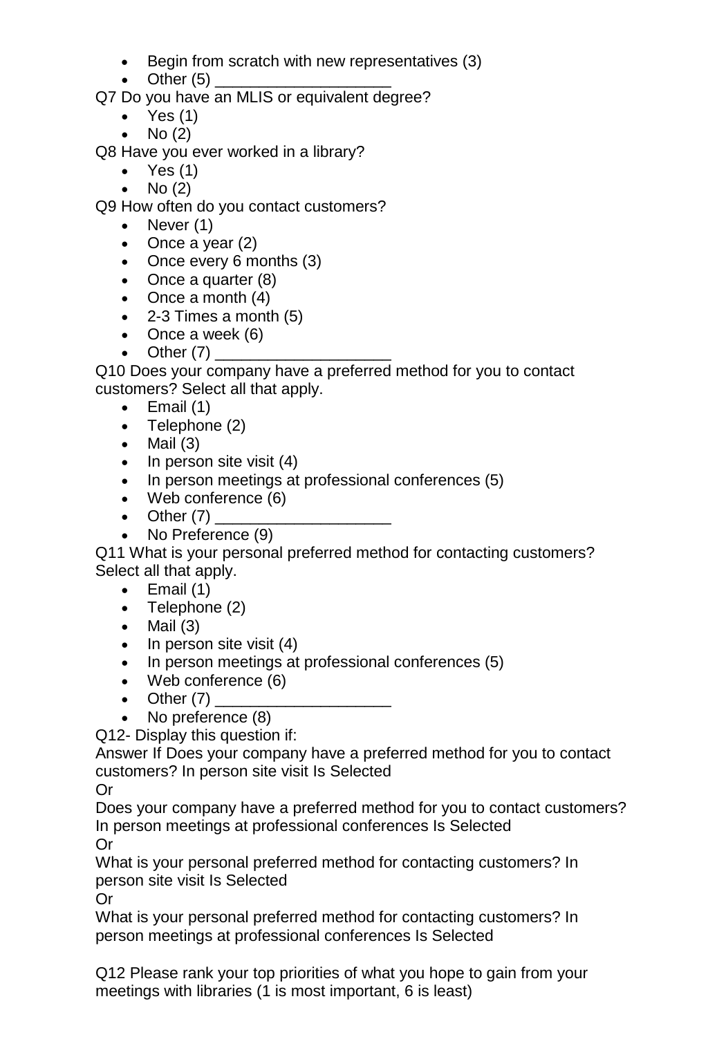- Begin from scratch with new representatives (3)
- Other (5) ____________________

Q7 Do you have an MLIS or equivalent degree?

- Yes (1)
- No (2)

Q8 Have you ever worked in a library?

- Yes (1)
- No (2)

Q9 How often do you contact customers?

- Never (1)
- Once a year (2)
- Once every 6 months (3)
- Once a quarter (8)
- Once a month (4)
- 2-3 Times a month (5)
- Once a week (6)
- Other (7) ____________________

Q10 Does your company have a preferred method for you to contact customers? Select all that apply.

- Email (1)
- Telephone (2)
- Mail (3)
- In person site visit (4)
- In person meetings at professional conferences (5)
- Web conference (6)
- Other (7) ____________________
- No Preference (9)

Q11 What is your personal preferred method for contacting customers? Select all that apply.

- Email (1)
- Telephone (2)
- Mail (3)
- In person site visit (4)
- In person meetings at professional conferences (5)
- Web conference (6)
- Other (7) ____________________
- No preference (8)

Q12- Display this question if:

Answer If Does your company have a preferred method for you to contact customers? In person site visit Is Selected

Or

Does your company have a preferred method for you to contact customers? In person meetings at professional conferences Is Selected

Or

What is your personal preferred method for contacting customers? In person site visit Is Selected

Or

What is your personal preferred method for contacting customers? In person meetings at professional conferences Is Selected

Q12 Please rank your top priorities of what you hope to gain from your meetings with libraries (1 is most important, 6 is least)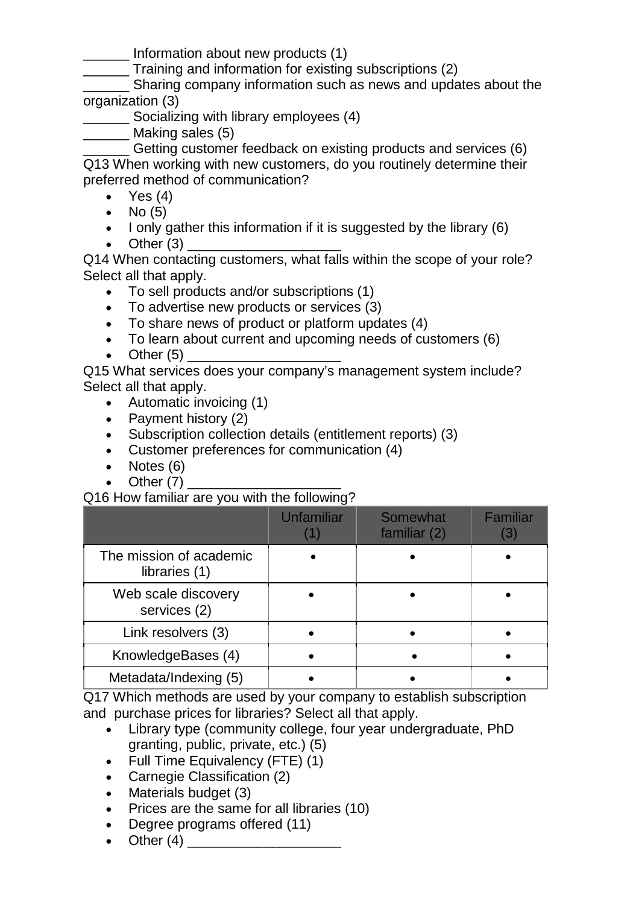______ Information about new products (1)
______ Training and information for existing subscriptions (2)
______ Sharing company information such as news and updates about the organization (3)
______ Socializing with library employees (4)
______ Making sales (5)
______ Getting customer feedback on existing products and services (6)

Q13 When working with new customers, do you routinely determine their preferred method of communication?

- Yes (4)
- No (5)
- I only gather this information if it is suggested by the library (6)
- Other (3) ____________________

Q14 When contacting customers, what falls within the scope of your role? Select all that apply.

- To sell products and/or subscriptions (1)
- To advertise new products or services (3)
- To share news of product or platform updates (4)
- To learn about current and upcoming needs of customers (6)
- Other (5) ____________________

Q15 What services does your company's management system include? Select all that apply.

- Automatic invoicing (1)
- Payment history (2)
- Subscription collection details (entitlement reports) (3)
- Customer preferences for communication (4)
- Notes (6)
- Other (7) ____________________

Q16 How familiar are you with the following?

| | Unfamiliar (1) | Somewhat familiar (2) | Familiar (3) |
|---|---|---|---|
| The mission of academic libraries (1) | • | • | • |
| Web scale discovery services (2) | • | • | • |
| Link resolvers (3) | • | • | • |
| KnowledgeBases (4) | • | • | • |
| Metadata/Indexing (5) | • | • | • |

Q17 Which methods are used by your company to establish subscription and purchase prices for libraries? Select all that apply.

- Library type (community college, four year undergraduate, PhD granting, public, private, etc.) (5)
- Full Time Equivalency (FTE) (1)
- Carnegie Classification (2)
- Materials budget (3)
- Prices are the same for all libraries (10)
- Degree programs offered (11)
- Other (4) ____________________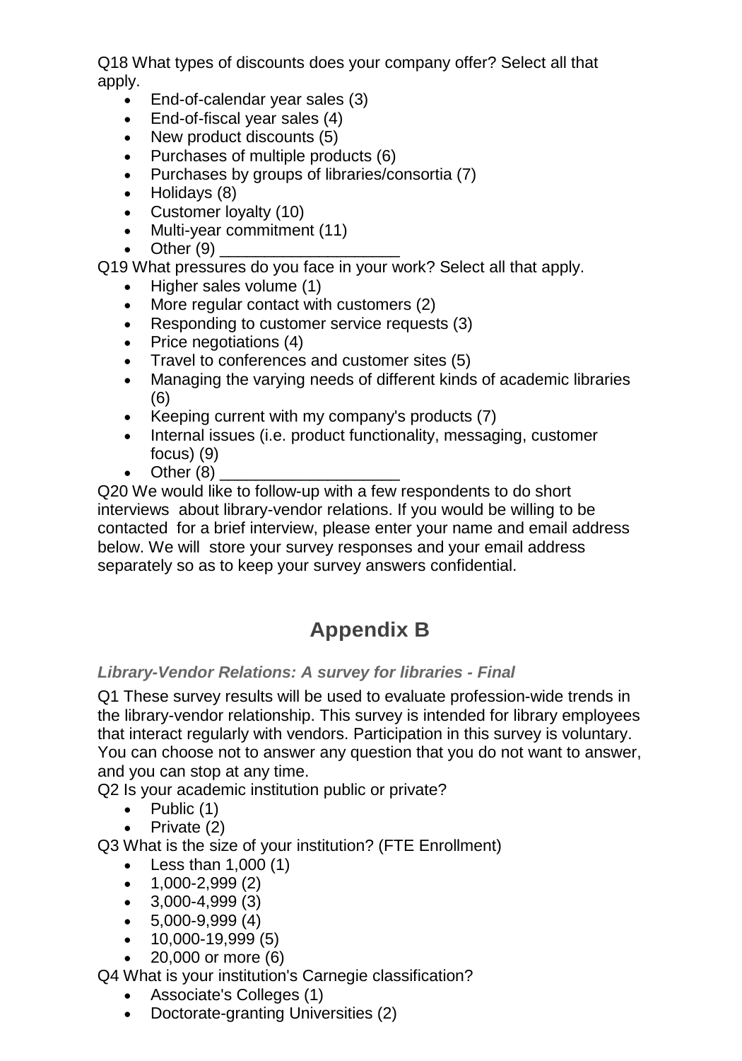Q18 What types of discounts does your company offer? Select all that apply.

- End-of-calendar year sales (3)
- End-of-fiscal year sales (4)
- New product discounts (5)
- Purchases of multiple products (6)
- Purchases by groups of libraries/consortia (7)
- Holidays (8)
- Customer loyalty (10)
- Multi-year commitment (11)
- Other (9) ____________________

Q19 What pressures do you face in your work? Select all that apply.

- Higher sales volume (1)
- More regular contact with customers (2)
- Responding to customer service requests (3)
- Price negotiations (4)
- Travel to conferences and customer sites (5)
- Managing the varying needs of different kinds of academic libraries (6)
- Keeping current with my company's products (7)
- Internal issues (i.e. product functionality, messaging, customer focus) (9)
- Other (8) ____________________

Q20 We would like to follow-up with a few respondents to do short interviews about library-vendor relations. If you would be willing to be contacted for a brief interview, please enter your name and email address below. We will store your survey responses and your email address separately so as to keep your survey answers confidential.

# Appendix B

### *Library-Vendor Relations: A survey for libraries - Final*

Q1 These survey results will be used to evaluate profession-wide trends in the library-vendor relationship. This survey is intended for library employees that interact regularly with vendors. Participation in this survey is voluntary. You can choose not to answer any question that you do not want to answer, and you can stop at any time.

Q2 Is your academic institution public or private?

- Public (1)
- Private (2)

Q3 What is the size of your institution? (FTE Enrollment)

- Less than 1,000 (1)
- 1,000-2,999 (2)
- 3,000-4,999 (3)
- 5,000-9,999 (4)
- 10,000-19,999 (5)
- 20,000 or more (6)

Q4 What is your institution's Carnegie classification?

- Associate's Colleges (1)
- Doctorate-granting Universities (2)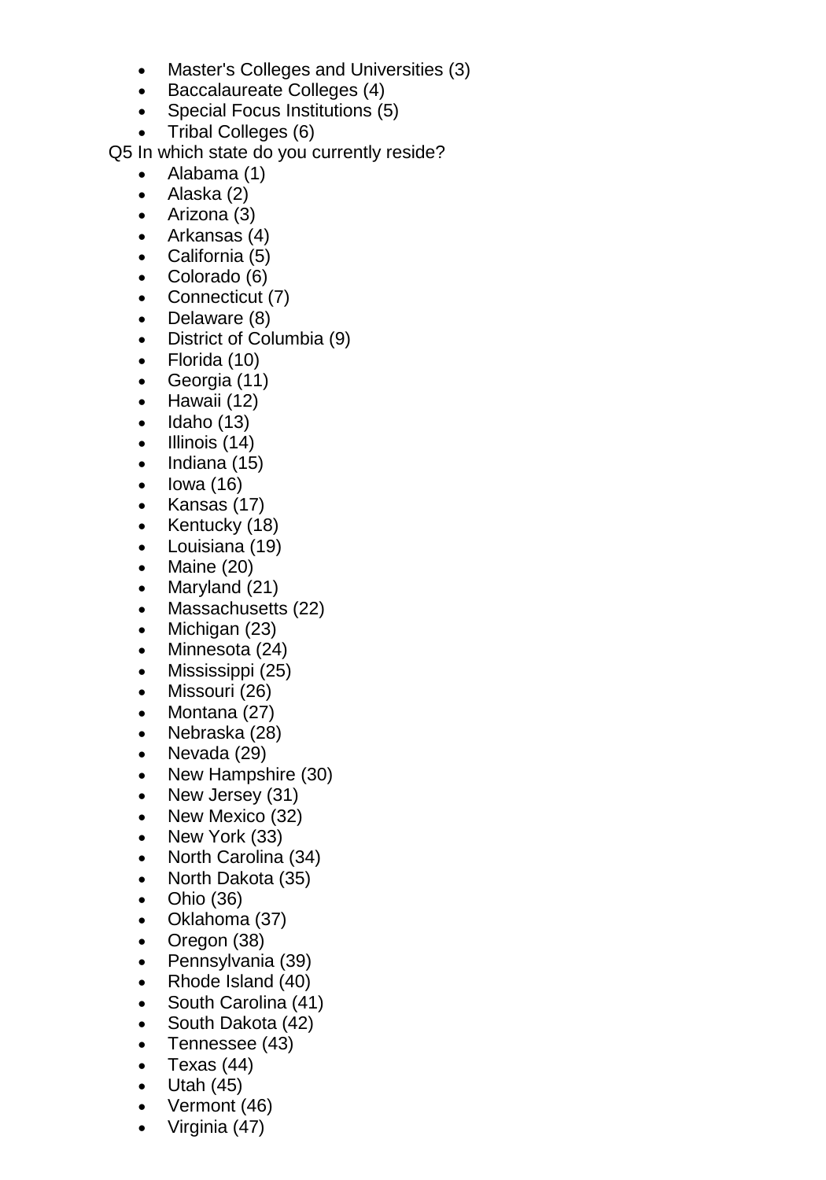- Master's Colleges and Universities (3)
- Baccalaureate Colleges (4)
- Special Focus Institutions (5)
- Tribal Colleges (6)

Q5 In which state do you currently reside?

- Alabama (1)
- Alaska (2)
- Arizona (3)
- Arkansas (4)
- California (5)
- Colorado (6)
- Connecticut (7)
- Delaware (8)
- District of Columbia (9)
- Florida (10)
- Georgia (11)
- Hawaii (12)
- Idaho (13)
- Illinois (14)
- Indiana (15)
- Iowa (16)
- Kansas (17)
- Kentucky (18)
- Louisiana (19)
- Maine (20)
- Maryland (21)
- Massachusetts (22)
- Michigan (23)
- Minnesota (24)
- Mississippi (25)
- Missouri (26)
- Montana (27)
- Nebraska (28)
- Nevada (29)
- New Hampshire (30)
- New Jersey (31)
- New Mexico (32)
- New York (33)
- North Carolina (34)
- North Dakota (35)
- Ohio (36)
- Oklahoma (37)
- Oregon (38)
- Pennsylvania (39)
- Rhode Island (40)
- South Carolina (41)
- South Dakota (42)
- Tennessee (43)
- Texas (44)
- Utah (45)
- Vermont (46)
- Virginia (47)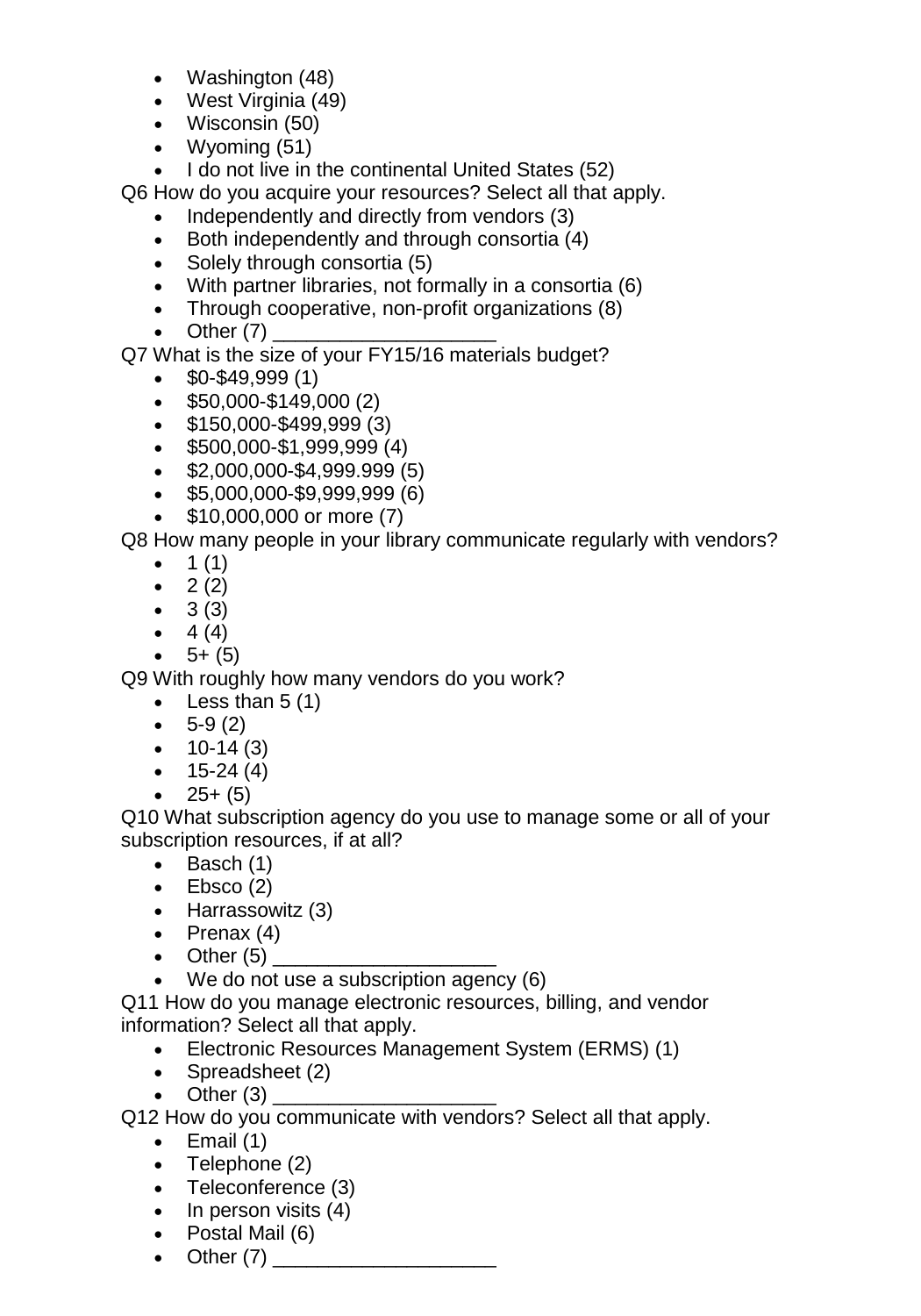- Washington (48)
- West Virginia (49)
- Wisconsin (50)
- Wyoming (51)
- I do not live in the continental United States (52)

Q6 How do you acquire your resources? Select all that apply.

- Independently and directly from vendors (3)
- Both independently and through consortia (4)
- Solely through consortia (5)
- With partner libraries, not formally in a consortia (6)
- Through cooperative, non-profit organizations (8)
- Other (7) ____________________

Q7 What is the size of your FY15/16 materials budget?

- $0-$49,999 (1)
- $50,000-$149,000 (2)
- $150,000-$499,999 (3)
- $500,000-$1,999,999 (4)
- $2,000,000-$4,999.999 (5)
- $5,000,000-$9,999,999 (6)
- $10,000,000 or more (7)

Q8 How many people in your library communicate regularly with vendors?

- 1 (1)
- 2 (2)
- 3 (3)
- 4 (4)
- 5+ (5)

Q9 With roughly how many vendors do you work?

- Less than 5 (1)
- 5-9 (2)
- 10-14 (3)
- 15-24 (4)
- 25+ (5)

Q10 What subscription agency do you use to manage some or all of your subscription resources, if at all?

- Basch (1)
- Ebsco (2)
- Harrassowitz (3)
- Prenax (4)
- Other (5) ____________________
- We do not use a subscription agency (6)

Q11 How do you manage electronic resources, billing, and vendor information? Select all that apply.

- Electronic Resources Management System (ERMS) (1)
- Spreadsheet (2)
- Other (3) ____________________

Q12 How do you communicate with vendors? Select all that apply.

- Email (1)
- Telephone (2)
- Teleconference (3)
- In person visits (4)
- Postal Mail (6)
- Other (7) ____________________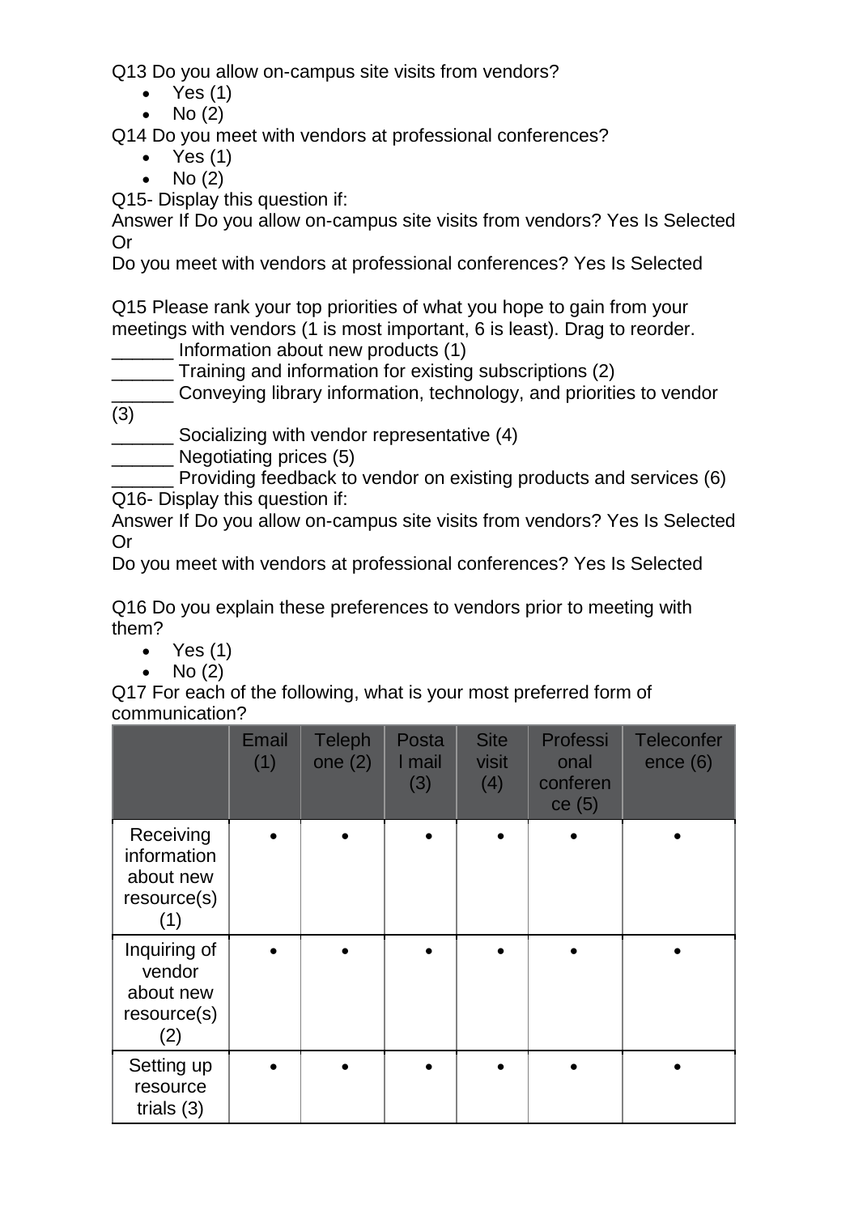Q13 Do you allow on-campus site visits from vendors?

- Yes (1)
- No (2)

Q14 Do you meet with vendors at professional conferences?

- Yes (1)
- No (2)

Q15- Display this question if:

Answer If Do you allow on-campus site visits from vendors? Yes Is Selected Or

Do you meet with vendors at professional conferences? Yes Is Selected

Q15 Please rank your top priorities of what you hope to gain from your meetings with vendors (1 is most important, 6 is least). Drag to reorder.

______ Information about new products (1)
______ Training and information for existing subscriptions (2)
______ Conveying library information, technology, and priorities to vendor (3)
______ Socializing with vendor representative (4)
______ Negotiating prices (5)
______ Providing feedback to vendor on existing products and services (6)

Q16- Display this question if:

Answer If Do you allow on-campus site visits from vendors? Yes Is Selected Or

Do you meet with vendors at professional conferences? Yes Is Selected

Q16 Do you explain these preferences to vendors prior to meeting with them?

- Yes (1)
- No (2)

Q17 For each of the following, what is your most preferred form of communication?

| | Email (1) | Telephone (2) | Postal mail (3) | Site visit (4) | Professional conference (5) | Teleconference (6) |
|---|---|---|---|---|---|---|
| Receiving information about new resource(s) (1) | • | • | • | • | • | • |
| Inquiring of vendor about new resource(s) (2) | • | • | • | • | • | • |
| Setting up resource trials (3) | • | • | • | • | • | • |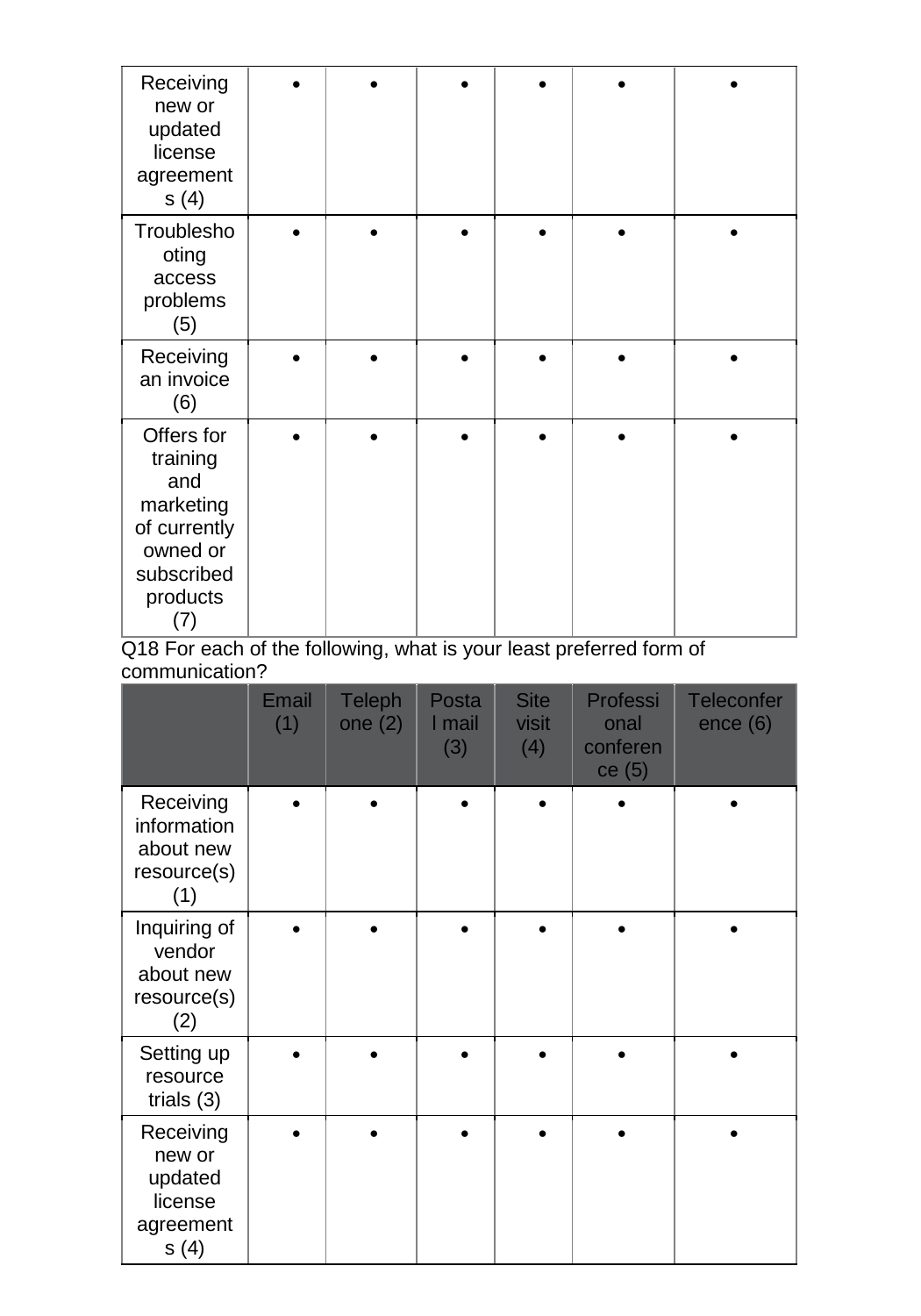| | | | | | | |
|---|---|---|---|---|---|---|
| Receiving new or updated license agreements (4) | • | • | • | • | • | • |
| Troubleshooting access problems (5) | • | • | • | • | • | • |
| Receiving an invoice (6) | • | • | • | • | • | • |
| Offers for training and marketing of currently owned or subscribed products (7) | • | • | • | • | • | • |

Q18 For each of the following, what is your least preferred form of communication?

| | Email (1) | Telephone (2) | Postal mail (3) | Site visit (4) | Professional conference (5) | Teleconference (6) |
|---|---|---|---|---|---|---|
| Receiving information about new resource(s) (1) | • | • | • | • | • | • |
| Inquiring of vendor about new resource(s) (2) | • | • | • | • | • | • |
| Setting up resource trials (3) | • | • | • | • | • | • |
| Receiving new or updated license agreements (4) | • | • | • | • | • | • |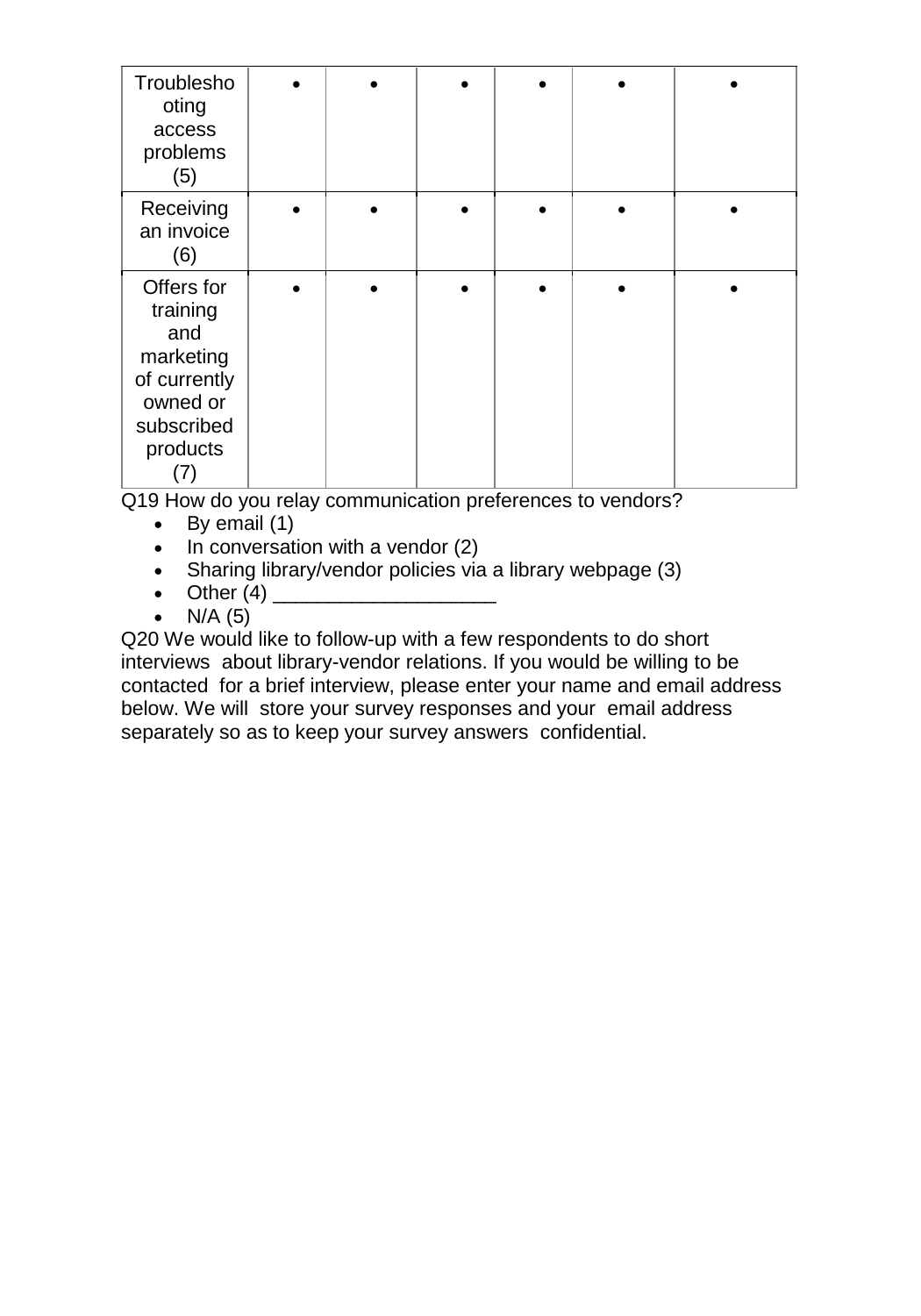| | | | | | | |
|---|---|---|---|---|---|---|
| Troubleshooting access problems (5) | • | • | • | • | • | • |
| Receiving an invoice (6) | • | • | • | • | • | • |
| Offers for training and marketing of currently owned or subscribed products (7) | • | • | • | • | • | • |

Q19 How do you relay communication preferences to vendors?

- By email (1)
- In conversation with a vendor (2)
- Sharing library/vendor policies via a library webpage (3)
- Other (4) ____________________
- N/A (5)

Q20 We would like to follow-up with a few respondents to do short interviews about library-vendor relations. If you would be willing to be contacted for a brief interview, please enter your name and email address below. We will store your survey responses and your email address separately so as to keep your survey answers confidential.